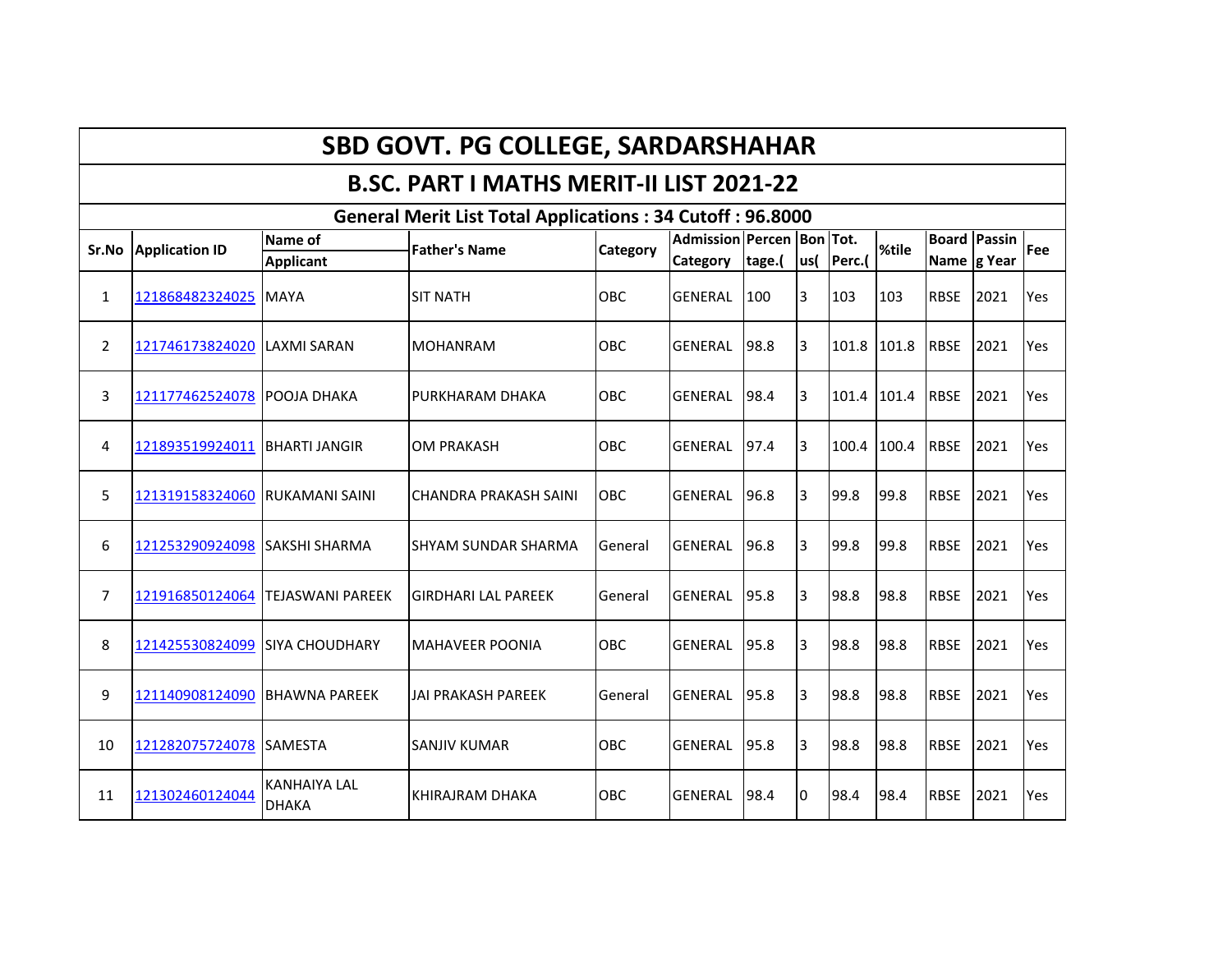# SBD GOVT. PG COLLEGE, SARDARSHAHAR

## B.SC. PART I MATHS MERIT-II LIST 2021-22

### General Merit List Total Applications : 34 Cutoff : 96.8000

| Sr.No | Application ID | Name of Applicant | Father's Name | Category | Admission Category | Percentage.( | Bonus( | Tot. Perc.( | %tile | Board Name | Passing Year | Fee |
|---|---|---|---|---|---|---|---|---|---|---|---|---|
| 1 | 121868482324025 | MAYA | SIT NATH | OBC | GENERAL | 100 | 3 | 103 | 103 | RBSE | 2021 | Yes |
| 2 | 121746173824020 | LAXMI SARAN | MOHANRAM | OBC | GENERAL | 98.8 | 3 | 101.8 | 101.8 | RBSE | 2021 | Yes |
| 3 | 121177462524078 | POOJA DHAKA | PURKHARAM DHAKA | OBC | GENERAL | 98.4 | 3 | 101.4 | 101.4 | RBSE | 2021 | Yes |
| 4 | 121893519924011 | BHARTI JANGIR | OM PRAKASH | OBC | GENERAL | 97.4 | 3 | 100.4 | 100.4 | RBSE | 2021 | Yes |
| 5 | 121319158324060 | RUKAMANI SAINI | CHANDRA PRAKASH SAINI | OBC | GENERAL | 96.8 | 3 | 99.8 | 99.8 | RBSE | 2021 | Yes |
| 6 | 121253290924098 | SAKSHI SHARMA | SHYAM SUNDAR SHARMA | General | GENERAL | 96.8 | 3 | 99.8 | 99.8 | RBSE | 2021 | Yes |
| 7 | 121916850124064 | TEJASWANI PAREEK | GIRDHARI LAL PAREEK | General | GENERAL | 95.8 | 3 | 98.8 | 98.8 | RBSE | 2021 | Yes |
| 8 | 121425530824099 | SIYA CHOUDHARY | MAHAVEER POONIA | OBC | GENERAL | 95.8 | 3 | 98.8 | 98.8 | RBSE | 2021 | Yes |
| 9 | 121140908124090 | BHAWNA PAREEK | JAI PRAKASH PAREEK | General | GENERAL | 95.8 | 3 | 98.8 | 98.8 | RBSE | 2021 | Yes |
| 10 | 121282075724078 | SAMESTA | SANJIV KUMAR | OBC | GENERAL | 95.8 | 3 | 98.8 | 98.8 | RBSE | 2021 | Yes |
| 11 | 121302460124044 | KANHAIYA LAL DHAKA | KHIRAJRAM DHAKA | OBC | GENERAL | 98.4 | 0 | 98.4 | 98.4 | RBSE | 2021 | Yes |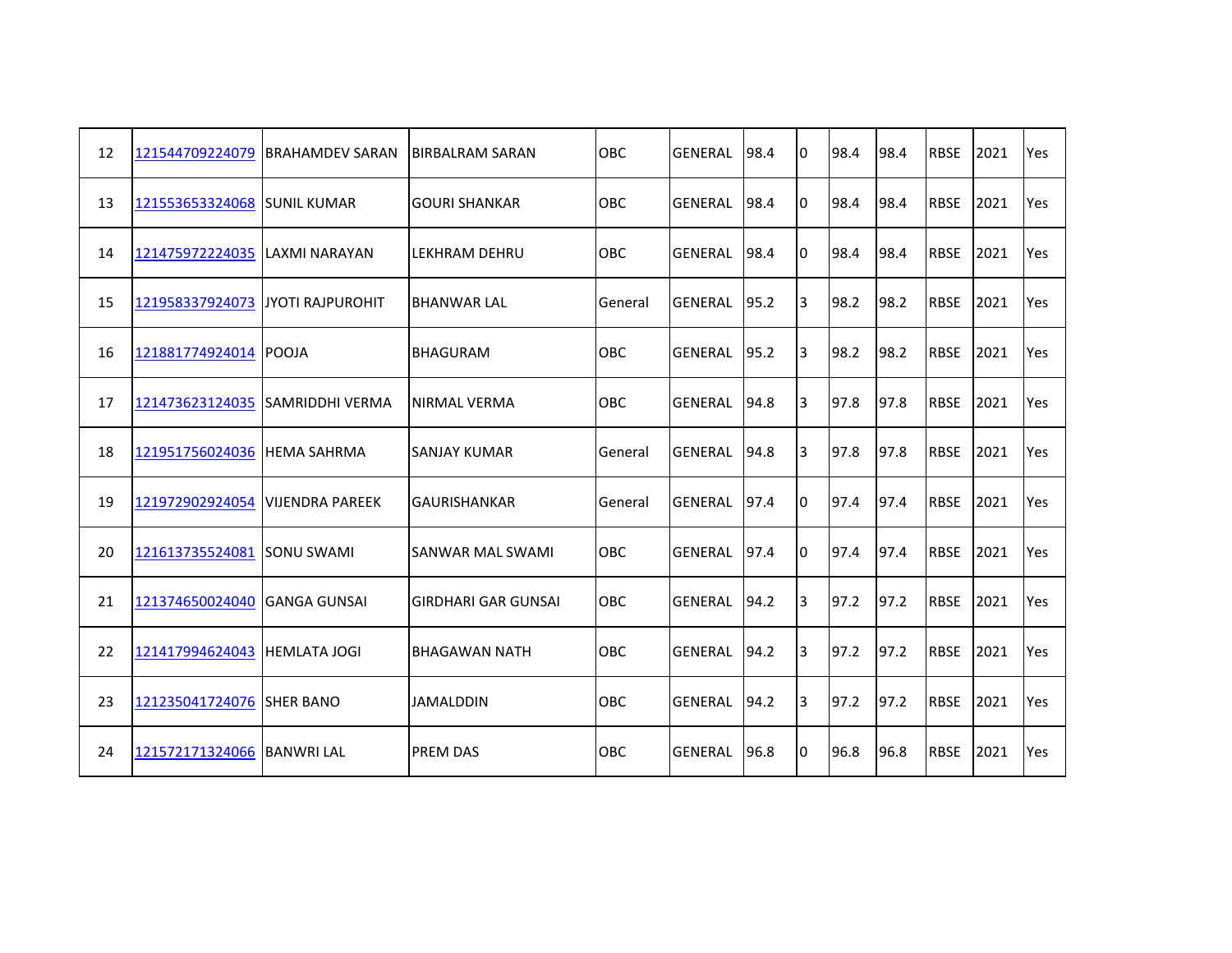| | | | | | | | | | | | | |
|---|---|---|---|---|---|---|---|---|---|---|---|---|
| 12 | 121544709224079 | BRAHAMDEV SARAN | BIRBALRAM SARAN | OBC | GENERAL | 98.4 | 0 | 98.4 | 98.4 | RBSE | 2021 | Yes |
| 13 | 121553653324068 | SUNIL KUMAR | GOURI SHANKAR | OBC | GENERAL | 98.4 | 0 | 98.4 | 98.4 | RBSE | 2021 | Yes |
| 14 | 121475972224035 | LAXMI NARAYAN | LEKHRAM DEHRU | OBC | GENERAL | 98.4 | 0 | 98.4 | 98.4 | RBSE | 2021 | Yes |
| 15 | 121958337924073 | JYOTI RAJPUROHIT | BHANWAR LAL | General | GENERAL | 95.2 | 3 | 98.2 | 98.2 | RBSE | 2021 | Yes |
| 16 | 121881774924014 | POOJA | BHAGURAM | OBC | GENERAL | 95.2 | 3 | 98.2 | 98.2 | RBSE | 2021 | Yes |
| 17 | 121473623124035 | SAMRIDDHI VERMA | NIRMAL VERMA | OBC | GENERAL | 94.8 | 3 | 97.8 | 97.8 | RBSE | 2021 | Yes |
| 18 | 121951756024036 | HEMA SAHRMA | SANJAY KUMAR | General | GENERAL | 94.8 | 3 | 97.8 | 97.8 | RBSE | 2021 | Yes |
| 19 | 121972902924054 | VIJENDRA PAREEK | GAURISHANKAR | General | GENERAL | 97.4 | 0 | 97.4 | 97.4 | RBSE | 2021 | Yes |
| 20 | 121613735524081 | SONU SWAMI | SANWAR MAL SWAMI | OBC | GENERAL | 97.4 | 0 | 97.4 | 97.4 | RBSE | 2021 | Yes |
| 21 | 121374650024040 | GANGA GUNSAI | GIRDHARI GAR GUNSAI | OBC | GENERAL | 94.2 | 3 | 97.2 | 97.2 | RBSE | 2021 | Yes |
| 22 | 121417994624043 | HEMLATA JOGI | BHAGAWAN NATH | OBC | GENERAL | 94.2 | 3 | 97.2 | 97.2 | RBSE | 2021 | Yes |
| 23 | 121235041724076 | SHER BANO | JAMALDDIN | OBC | GENERAL | 94.2 | 3 | 97.2 | 97.2 | RBSE | 2021 | Yes |
| 24 | 121572171324066 | BANWRI LAL | PREM DAS | OBC | GENERAL | 96.8 | 0 | 96.8 | 96.8 | RBSE | 2021 | Yes |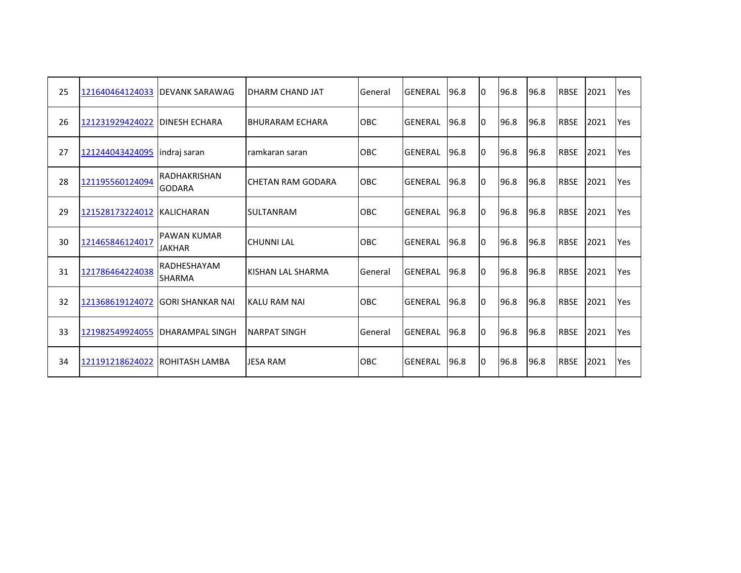| | | | | | | | | | | | | |
|---|---|---|---|---|---|---|---|---|---|---|---|---|
| 25 | 121640464124033 | DEVANK SARAWAG | DHARM CHAND JAT | General | GENERAL | 96.8 | 0 | 96.8 | 96.8 | RBSE | 2021 | Yes |
| 26 | 121231929424022 | DINESH ECHARA | BHURARAM ECHARA | OBC | GENERAL | 96.8 | 0 | 96.8 | 96.8 | RBSE | 2021 | Yes |
| 27 | 121244043424095 | indraj saran | ramkaran saran | OBC | GENERAL | 96.8 | 0 | 96.8 | 96.8 | RBSE | 2021 | Yes |
| 28 | 121195560124094 | RADHAKRISHAN GODARA | CHETAN RAM GODARA | OBC | GENERAL | 96.8 | 0 | 96.8 | 96.8 | RBSE | 2021 | Yes |
| 29 | 121528173224012 | KALICHARAN | SULTANRAM | OBC | GENERAL | 96.8 | 0 | 96.8 | 96.8 | RBSE | 2021 | Yes |
| 30 | 121465846124017 | PAWAN KUMAR JAKHAR | CHUNNI LAL | OBC | GENERAL | 96.8 | 0 | 96.8 | 96.8 | RBSE | 2021 | Yes |
| 31 | 121786464224038 | RADHESHAYAM SHARMA | KISHAN LAL SHARMA | General | GENERAL | 96.8 | 0 | 96.8 | 96.8 | RBSE | 2021 | Yes |
| 32 | 121368619124072 | GORI SHANKAR NAI | KALU RAM NAI | OBC | GENERAL | 96.8 | 0 | 96.8 | 96.8 | RBSE | 2021 | Yes |
| 33 | 121982549924055 | DHARAMPAL SINGH | NARPAT SINGH | General | GENERAL | 96.8 | 0 | 96.8 | 96.8 | RBSE | 2021 | Yes |
| 34 | 121191218624022 | ROHITASH LAMBA | JESA RAM | OBC | GENERAL | 96.8 | 0 | 96.8 | 96.8 | RBSE | 2021 | Yes |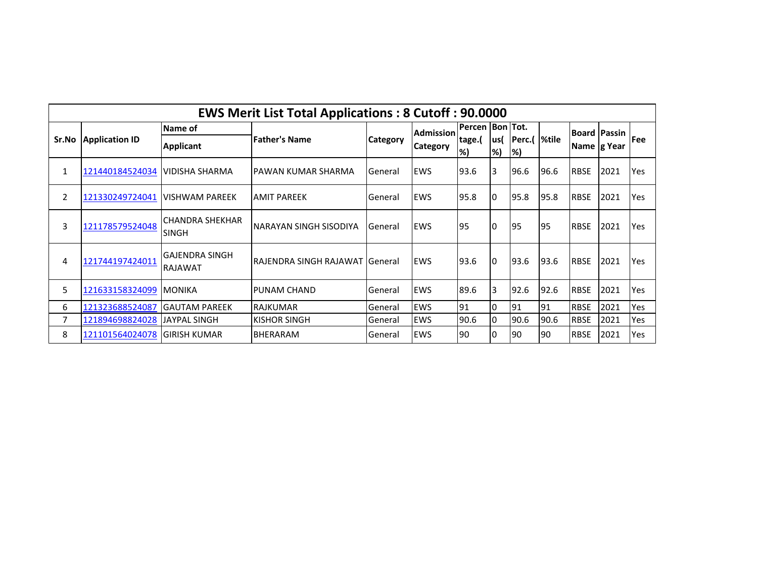| EWS Merit List Total Applications : 8 Cutoff : 90.0000 | | | | | | | | | | | | |
|---|---|---|---|---|---|---|---|---|---|---|---|---|
| Sr.No | Application ID | Name of Applicant | Father's Name | Category | Admission Category | Percentage.(%) | Bonus(%) | Tot. Perc.(%) | %tile | Board Name | Passing Year | Fee |
| 1 | 121440184524034 | VIDISHA SHARMA | PAWAN KUMAR SHARMA | General | EWS | 93.6 | 3 | 96.6 | 96.6 | RBSE | 2021 | Yes |
| 2 | 121330249724041 | VISHWAM PAREEK | AMIT PAREEK | General | EWS | 95.8 | 0 | 95.8 | 95.8 | RBSE | 2021 | Yes |
| 3 | 121178579524048 | CHANDRA SHEKHAR SINGH | NARAYAN SINGH SISODIYA | General | EWS | 95 | 0 | 95 | 95 | RBSE | 2021 | Yes |
| 4 | 121744197424011 | GAJENDRA SINGH RAJAWAT | RAJENDRA SINGH RAJAWAT | General | EWS | 93.6 | 0 | 93.6 | 93.6 | RBSE | 2021 | Yes |
| 5 | 121633158324099 | MONIKA | PUNAM CHAND | General | EWS | 89.6 | 3 | 92.6 | 92.6 | RBSE | 2021 | Yes |
| 6 | 121323688524087 | GAUTAM PAREEK | RAJKUMAR | General | EWS | 91 | 0 | 91 | 91 | RBSE | 2021 | Yes |
| 7 | 121894698824028 | JAYPAL SINGH | KISHOR SINGH | General | EWS | 90.6 | 0 | 90.6 | 90.6 | RBSE | 2021 | Yes |
| 8 | 121101564024078 | GIRISH KUMAR | BHERARAM | General | EWS | 90 | 0 | 90 | 90 | RBSE | 2021 | Yes |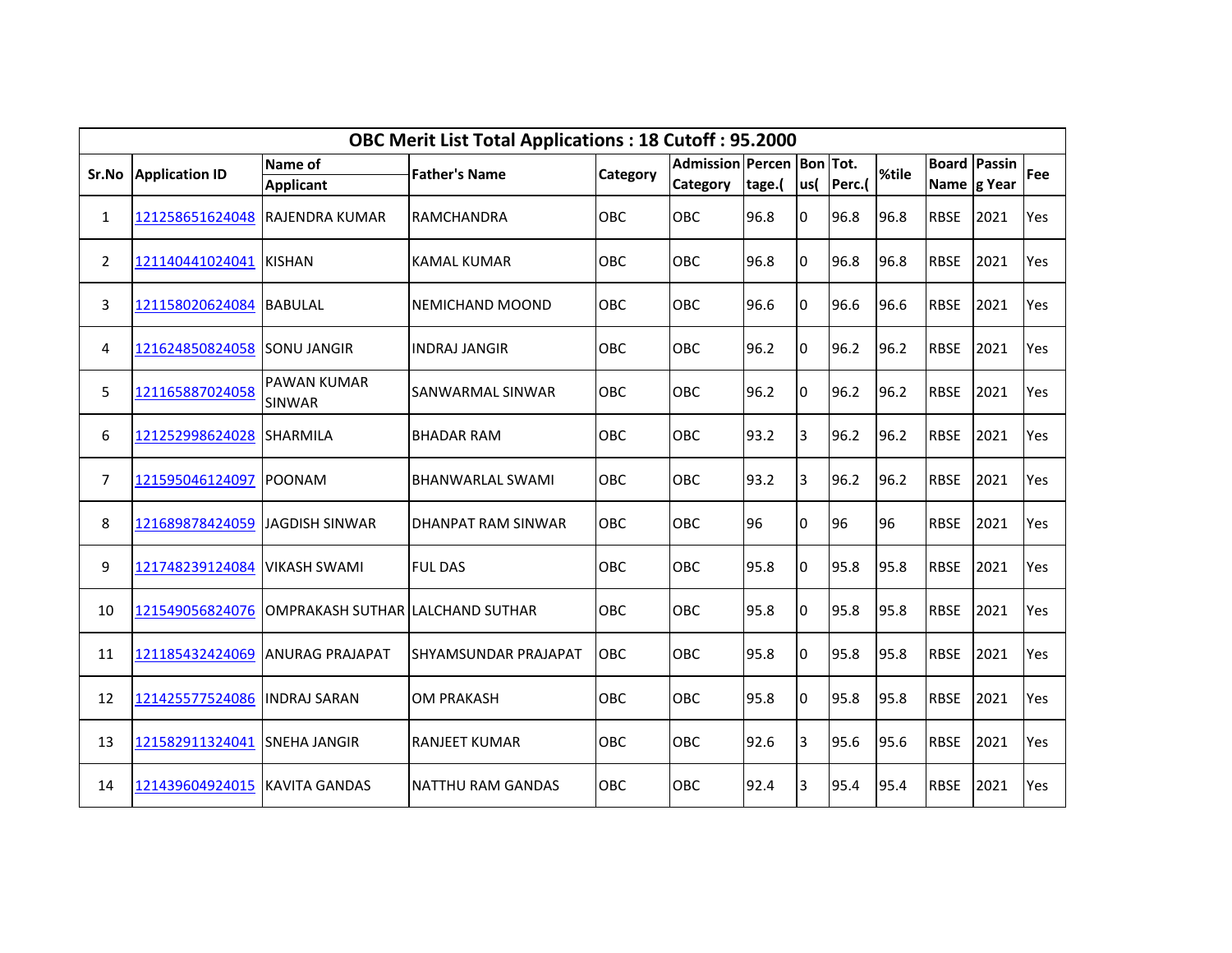| OBC Merit List Total Applications : 18 Cutoff : 95.2000 | | | | | | | | | | | | | |
|---|---|---|---|---|---|---|---|---|---|---|---|---|---|
| Sr.No | Application ID | Name of Applicant | Father's Name | Category | Admission Category | Percentage.( | Bonus( | Tot. Perc.( | %tile | Board Name | Passing Year | Fee |
| 1 | 121258651624048 | RAJENDRA KUMAR | RAMCHANDRA | OBC | OBC | 96.8 | 0 | 96.8 | 96.8 | RBSE | 2021 | Yes |
| 2 | 121140441024041 | KISHAN | KAMAL KUMAR | OBC | OBC | 96.8 | 0 | 96.8 | 96.8 | RBSE | 2021 | Yes |
| 3 | 121158020624084 | BABULAL | NEMICHAND MOOND | OBC | OBC | 96.6 | 0 | 96.6 | 96.6 | RBSE | 2021 | Yes |
| 4 | 121624850824058 | SONU JANGIR | INDRAJ JANGIR | OBC | OBC | 96.2 | 0 | 96.2 | 96.2 | RBSE | 2021 | Yes |
| 5 | 121165887024058 | PAWAN KUMAR SINWAR | SANWARMAL SINWAR | OBC | OBC | 96.2 | 0 | 96.2 | 96.2 | RBSE | 2021 | Yes |
| 6 | 121252998624028 | SHARMILA | BHADAR RAM | OBC | OBC | 93.2 | 3 | 96.2 | 96.2 | RBSE | 2021 | Yes |
| 7 | 121595046124097 | POONAM | BHANWARLAL SWAMI | OBC | OBC | 93.2 | 3 | 96.2 | 96.2 | RBSE | 2021 | Yes |
| 8 | 121689878424059 | JAGDISH SINWAR | DHANPAT RAM SINWAR | OBC | OBC | 96 | 0 | 96 | 96 | RBSE | 2021 | Yes |
| 9 | 121748239124084 | VIKASH SWAMI | FUL DAS | OBC | OBC | 95.8 | 0 | 95.8 | 95.8 | RBSE | 2021 | Yes |
| 10 | 121549056824076 | OMPRAKASH SUTHAR | LALCHAND SUTHAR | OBC | OBC | 95.8 | 0 | 95.8 | 95.8 | RBSE | 2021 | Yes |
| 11 | 121185432424069 | ANURAG PRAJAPAT | SHYAMSUNDAR PRAJAPAT | OBC | OBC | 95.8 | 0 | 95.8 | 95.8 | RBSE | 2021 | Yes |
| 12 | 121425577524086 | INDRAJ SARAN | OM PRAKASH | OBC | OBC | 95.8 | 0 | 95.8 | 95.8 | RBSE | 2021 | Yes |
| 13 | 121582911324041 | SNEHA JANGIR | RANJEET KUMAR | OBC | OBC | 92.6 | 3 | 95.6 | 95.6 | RBSE | 2021 | Yes |
| 14 | 121439604924015 | KAVITA GANDAS | NATTHU RAM GANDAS | OBC | OBC | 92.4 | 3 | 95.4 | 95.4 | RBSE | 2021 | Yes |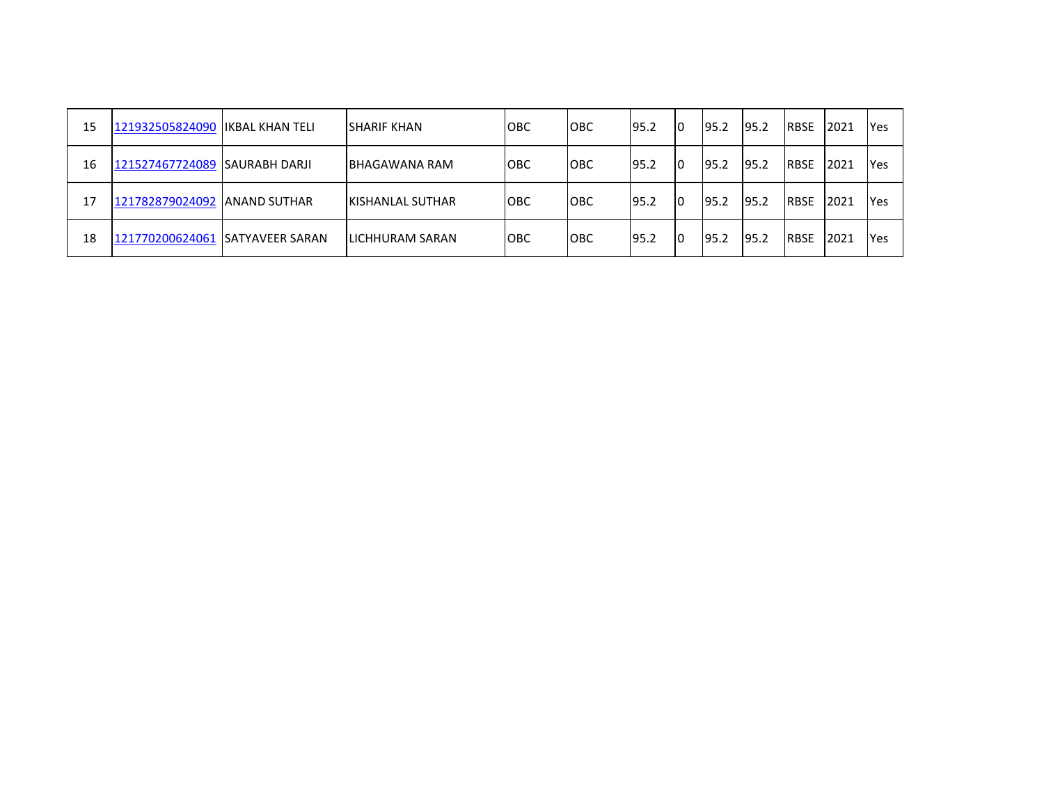| | | | | | | | | | | | | |
|---|---|---|---|---|---|---|---|---|---|---|---|---|
| 15 | 121932505824090 | IKBAL KHAN TELI | SHARIF KHAN | OBC | OBC | 95.2 | 0 | 95.2 | 95.2 | RBSE | 2021 | Yes |
| 16 | 121527467724089 | SAURABH DARJI | BHAGAWANA RAM | OBC | OBC | 95.2 | 0 | 95.2 | 95.2 | RBSE | 2021 | Yes |
| 17 | 121782879024092 | ANAND SUTHAR | KISHANLAL SUTHAR | OBC | OBC | 95.2 | 0 | 95.2 | 95.2 | RBSE | 2021 | Yes |
| 18 | 121770200624061 | SATYAVEER SARAN | LICHHURAM SARAN | OBC | OBC | 95.2 | 0 | 95.2 | 95.2 | RBSE | 2021 | Yes |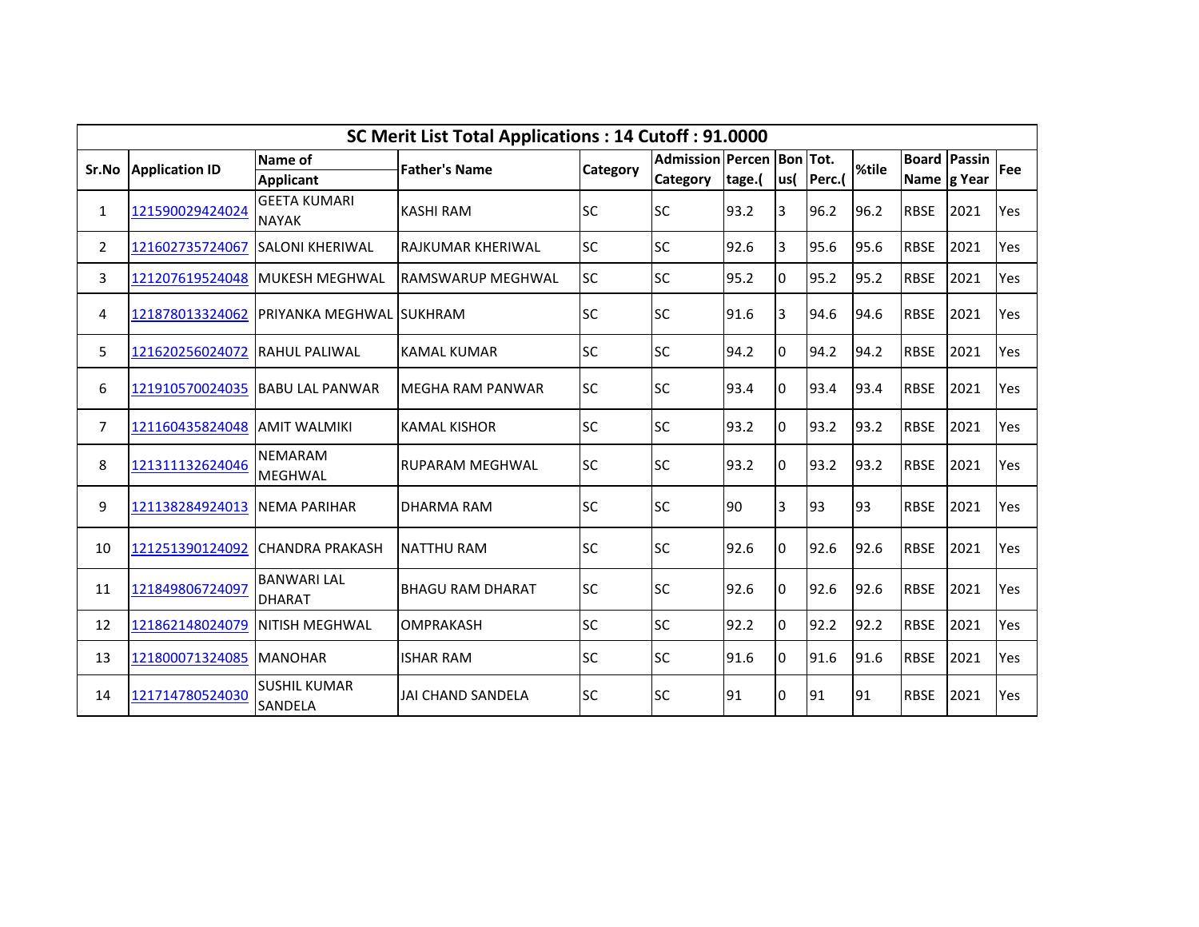| SC Merit List Total Applications : 14 Cutoff : 91.0000 | | | | | | | | | | | | | |
|---|---|---|---|---|---|---|---|---|---|---|---|---|---|
| Sr.No | Application ID | Name of Applicant | Father's Name | Category | Admission Category | Percentage.( | Bonus( | Tot. Perc.( | %tile | Board Name | Passing Year | Fee |
| 1 | 121590029424024 | GEETA KUMARI NAYAK | KASHI RAM | SC | SC | 93.2 | 3 | 96.2 | 96.2 | RBSE | 2021 | Yes |
| 2 | 121602735724067 | SALONI KHERIWAL | RAJKUMAR KHERIWAL | SC | SC | 92.6 | 3 | 95.6 | 95.6 | RBSE | 2021 | Yes |
| 3 | 121207619524048 | MUKESH MEGHWAL | RAMSWARUP MEGHWAL | SC | SC | 95.2 | 0 | 95.2 | 95.2 | RBSE | 2021 | Yes |
| 4 | 121878013324062 | PRIYANKA MEGHWAL | SUKHRAM | SC | SC | 91.6 | 3 | 94.6 | 94.6 | RBSE | 2021 | Yes |
| 5 | 121620256024072 | RAHUL PALIWAL | KAMAL KUMAR | SC | SC | 94.2 | 0 | 94.2 | 94.2 | RBSE | 2021 | Yes |
| 6 | 121910570024035 | BABU LAL PANWAR | MEGHA RAM PANWAR | SC | SC | 93.4 | 0 | 93.4 | 93.4 | RBSE | 2021 | Yes |
| 7 | 121160435824048 | AMIT WALMIKI | KAMAL KISHOR | SC | SC | 93.2 | 0 | 93.2 | 93.2 | RBSE | 2021 | Yes |
| 8 | 121311132624046 | NEMARAM MEGHWAL | RUPARAM MEGHWAL | SC | SC | 93.2 | 0 | 93.2 | 93.2 | RBSE | 2021 | Yes |
| 9 | 121138284924013 | NEMA PARIHAR | DHARMA RAM | SC | SC | 90 | 3 | 93 | 93 | RBSE | 2021 | Yes |
| 10 | 121251390124092 | CHANDRA PRAKASH | NATTHU RAM | SC | SC | 92.6 | 0 | 92.6 | 92.6 | RBSE | 2021 | Yes |
| 11 | 121849806724097 | BANWARI LAL DHARAT | BHAGU RAM DHARAT | SC | SC | 92.6 | 0 | 92.6 | 92.6 | RBSE | 2021 | Yes |
| 12 | 121862148024079 | NITISH MEGHWAL | OMPRAKASH | SC | SC | 92.2 | 0 | 92.2 | 92.2 | RBSE | 2021 | Yes |
| 13 | 121800071324085 | MANOHAR | ISHAR RAM | SC | SC | 91.6 | 0 | 91.6 | 91.6 | RBSE | 2021 | Yes |
| 14 | 121714780524030 | SUSHIL KUMAR SANDELA | JAI CHAND SANDELA | SC | SC | 91 | 0 | 91 | 91 | RBSE | 2021 | Yes |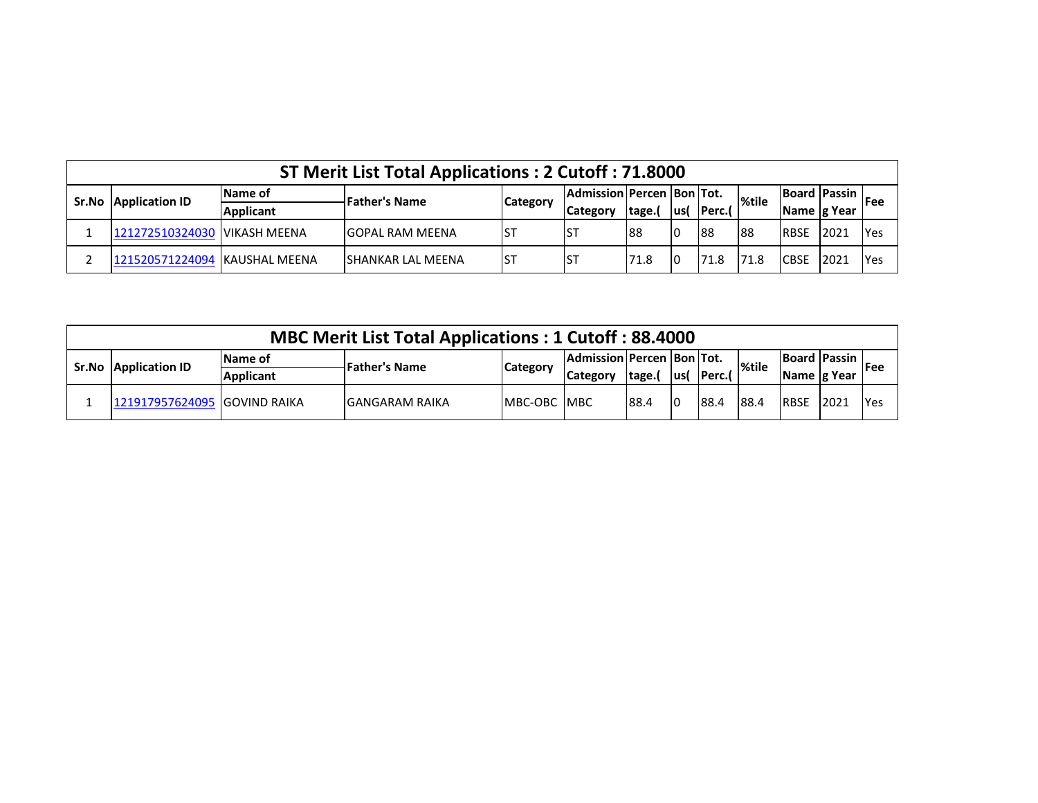## ST Merit List Total Applications : 2 Cutoff : 71.8000

| Sr.No | Application ID | Name of Applicant | Father's Name | Category | Admission Category | Percentage.( | Bonus( | Tot. Perc.( | %tile | Board Name | Passing Year | Fee |
|---|---|---|---|---|---|---|---|---|---|---|---|---|
| 1 | 121272510324030 | VIKASH MEENA | GOPAL RAM MEENA | ST | ST | 88 | 0 | 88 | 88 | RBSE | 2021 | Yes |
| 2 | 121520571224094 | KAUSHAL MEENA | SHANKAR LAL MEENA | ST | ST | 71.8 | 0 | 71.8 | 71.8 | CBSE | 2021 | Yes |

## MBC Merit List Total Applications : 1 Cutoff : 88.4000

| Sr.No | Application ID | Name of Applicant | Father's Name | Category | Admission Category | Percentage.( | Bonus( | Tot. Perc.( | %tile | Board Name | Passing Year | Fee |
|---|---|---|---|---|---|---|---|---|---|---|---|---|
| 1 | 121917957624095 | GOVIND RAIKA | GANGARAM RAIKA | MBC-OBC | MBC | 88.4 | 0 | 88.4 | 88.4 | RBSE | 2021 | Yes |